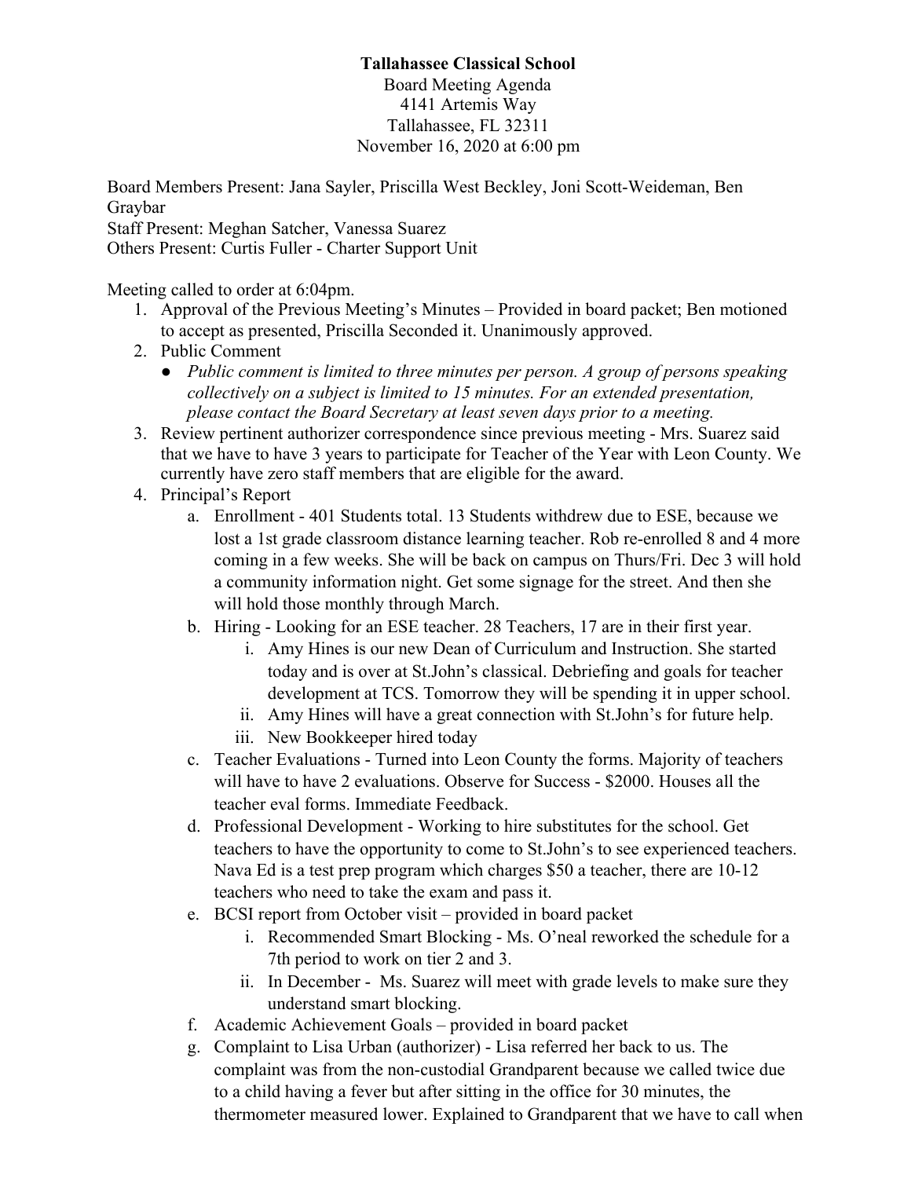**Tallahassee Classical School**
Board Meeting Agenda
4141 Artemis Way
Tallahassee, FL 32311
November 16, 2020 at 6:00 pm

Board Members Present: Jana Sayler, Priscilla West Beckley, Joni Scott-Weideman, Ben Graybar
Staff Present: Meghan Satcher, Vanessa Suarez
Others Present: Curtis Fuller - Charter Support Unit

Meeting called to order at 6:04pm.

1. Approval of the Previous Meeting's Minutes – Provided in board packet; Ben motioned to accept as presented, Priscilla Seconded it. Unanimously approved.
2. Public Comment
   - *Public comment is limited to three minutes per person. A group of persons speaking collectively on a subject is limited to 15 minutes. For an extended presentation, please contact the Board Secretary at least seven days prior to a meeting.*
3. Review pertinent authorizer correspondence since previous meeting - Mrs. Suarez said that we have to have 3 years to participate for Teacher of the Year with Leon County. We currently have zero staff members that are eligible for the award.
4. Principal's Report
   a. Enrollment - 401 Students total. 13 Students withdrew due to ESE, because we lost a 1st grade classroom distance learning teacher. Rob re-enrolled 8 and 4 more coming in a few weeks. She will be back on campus on Thurs/Fri. Dec 3 will hold a community information night. Get some signage for the street. And then she will hold those monthly through March.
   b. Hiring - Looking for an ESE teacher. 28 Teachers, 17 are in their first year.
      i. Amy Hines is our new Dean of Curriculum and Instruction. She started today and is over at St.John's classical. Debriefing and goals for teacher development at TCS. Tomorrow they will be spending it in upper school.
      ii. Amy Hines will have a great connection with St.John's for future help.
      iii. New Bookkeeper hired today
   c. Teacher Evaluations - Turned into Leon County the forms. Majority of teachers will have to have 2 evaluations. Observe for Success - $2000. Houses all the teacher eval forms. Immediate Feedback.
   d. Professional Development - Working to hire substitutes for the school. Get teachers to have the opportunity to come to St.John's to see experienced teachers. Nava Ed is a test prep program which charges $50 a teacher, there are 10-12 teachers who need to take the exam and pass it.
   e. BCSI report from October visit – provided in board packet
      i. Recommended Smart Blocking - Ms. O'neal reworked the schedule for a 7th period to work on tier 2 and 3.
      ii. In December - Ms. Suarez will meet with grade levels to make sure they understand smart blocking.
   f. Academic Achievement Goals – provided in board packet
   g. Complaint to Lisa Urban (authorizer) - Lisa referred her back to us. The complaint was from the non-custodial Grandparent because we called twice due to a child having a fever but after sitting in the office for 30 minutes, the thermometer measured lower. Explained to Grandparent that we have to call when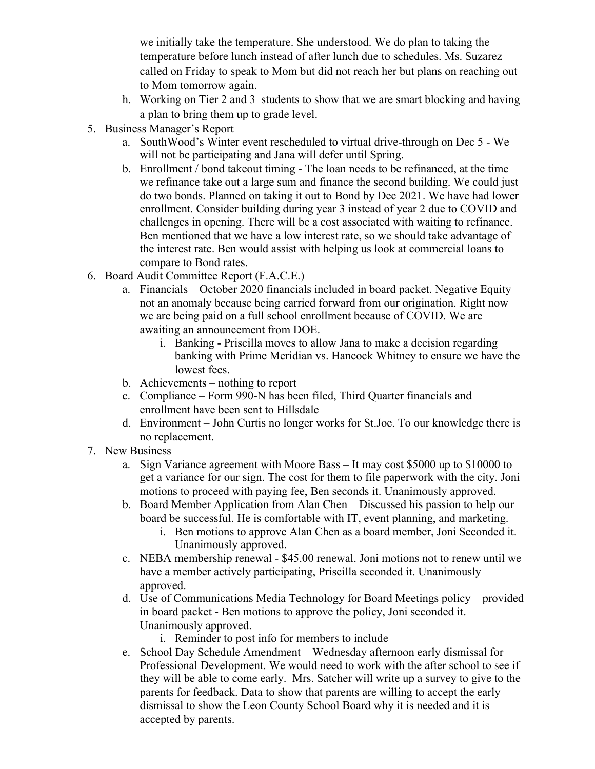we initially take the temperature. She understood. We do plan to taking the temperature before lunch instead of after lunch due to schedules. Ms. Suzarez called on Friday to speak to Mom but did not reach her but plans on reaching out to Mom tomorrow again.

   h. Working on Tier 2 and 3 students to show that we are smart blocking and having a plan to bring them up to grade level.

5. Business Manager's Report
   a. SouthWood's Winter event rescheduled to virtual drive-through on Dec 5 - We will not be participating and Jana will defer until Spring.
   b. Enrollment / bond takeout timing - The loan needs to be refinanced, at the time we refinance take out a large sum and finance the second building. We could just do two bonds. Planned on taking it out to Bond by Dec 2021. We have had lower enrollment. Consider building during year 3 instead of year 2 due to COVID and challenges in opening. There will be a cost associated with waiting to refinance. Ben mentioned that we have a low interest rate, so we should take advantage of the interest rate. Ben would assist with helping us look at commercial loans to compare to Bond rates.
6. Board Audit Committee Report (F.A.C.E.)
   a. Financials – October 2020 financials included in board packet. Negative Equity not an anomaly because being carried forward from our origination. Right now we are being paid on a full school enrollment because of COVID. We are awaiting an announcement from DOE.
      i. Banking - Priscilla moves to allow Jana to make a decision regarding banking with Prime Meridian vs. Hancock Whitney to ensure we have the lowest fees.
   b. Achievements – nothing to report
   c. Compliance – Form 990-N has been filed, Third Quarter financials and enrollment have been sent to Hillsdale
   d. Environment – John Curtis no longer works for St.Joe. To our knowledge there is no replacement.
7. New Business
   a. Sign Variance agreement with Moore Bass – It may cost $5000 up to $10000 to get a variance for our sign. The cost for them to file paperwork with the city. Joni motions to proceed with paying fee, Ben seconds it. Unanimously approved.
   b. Board Member Application from Alan Chen – Discussed his passion to help our board be successful. He is comfortable with IT, event planning, and marketing.
      i. Ben motions to approve Alan Chen as a board member, Joni Seconded it. Unanimously approved.
   c. NEBA membership renewal - $45.00 renewal. Joni motions not to renew until we have a member actively participating, Priscilla seconded it. Unanimously approved.
   d. Use of Communications Media Technology for Board Meetings policy – provided in board packet - Ben motions to approve the policy, Joni seconded it. Unanimously approved.
      i. Reminder to post info for members to include
   e. School Day Schedule Amendment – Wednesday afternoon early dismissal for Professional Development. We would need to work with the after school to see if they will be able to come early. Mrs. Satcher will write up a survey to give to the parents for feedback. Data to show that parents are willing to accept the early dismissal to show the Leon County School Board why it is needed and it is accepted by parents.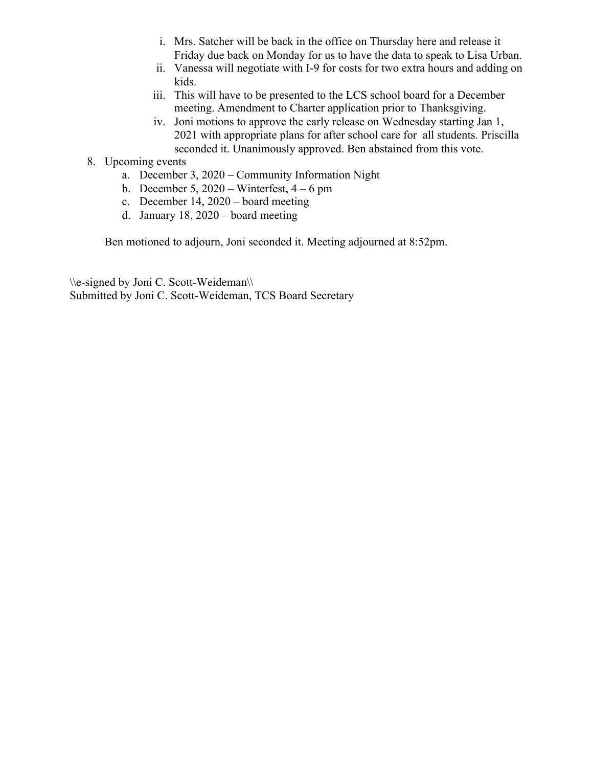i. Mrs. Satcher will be back in the office on Thursday here and release it Friday due back on Monday for us to have the data to speak to Lisa Urban.
   ii. Vanessa will negotiate with I-9 for costs for two extra hours and adding on kids.
   iii. This will have to be presented to the LCS school board for a December meeting. Amendment to Charter application prior to Thanksgiving.
   iv. Joni motions to approve the early release on Wednesday starting Jan 1, 2021 with appropriate plans for after school care for all students. Priscilla seconded it. Unanimously approved. Ben abstained from this vote.

8. Upcoming events
   a. December 3, 2020 – Community Information Night
   b. December 5, 2020 – Winterfest, 4 – 6 pm
   c. December 14, 2020 – board meeting
   d. January 18, 2020 – board meeting

Ben motioned to adjourn, Joni seconded it. Meeting adjourned at 8:52pm.

\\e-signed by Joni C. Scott-Weideman\\
Submitted by Joni C. Scott-Weideman, TCS Board Secretary